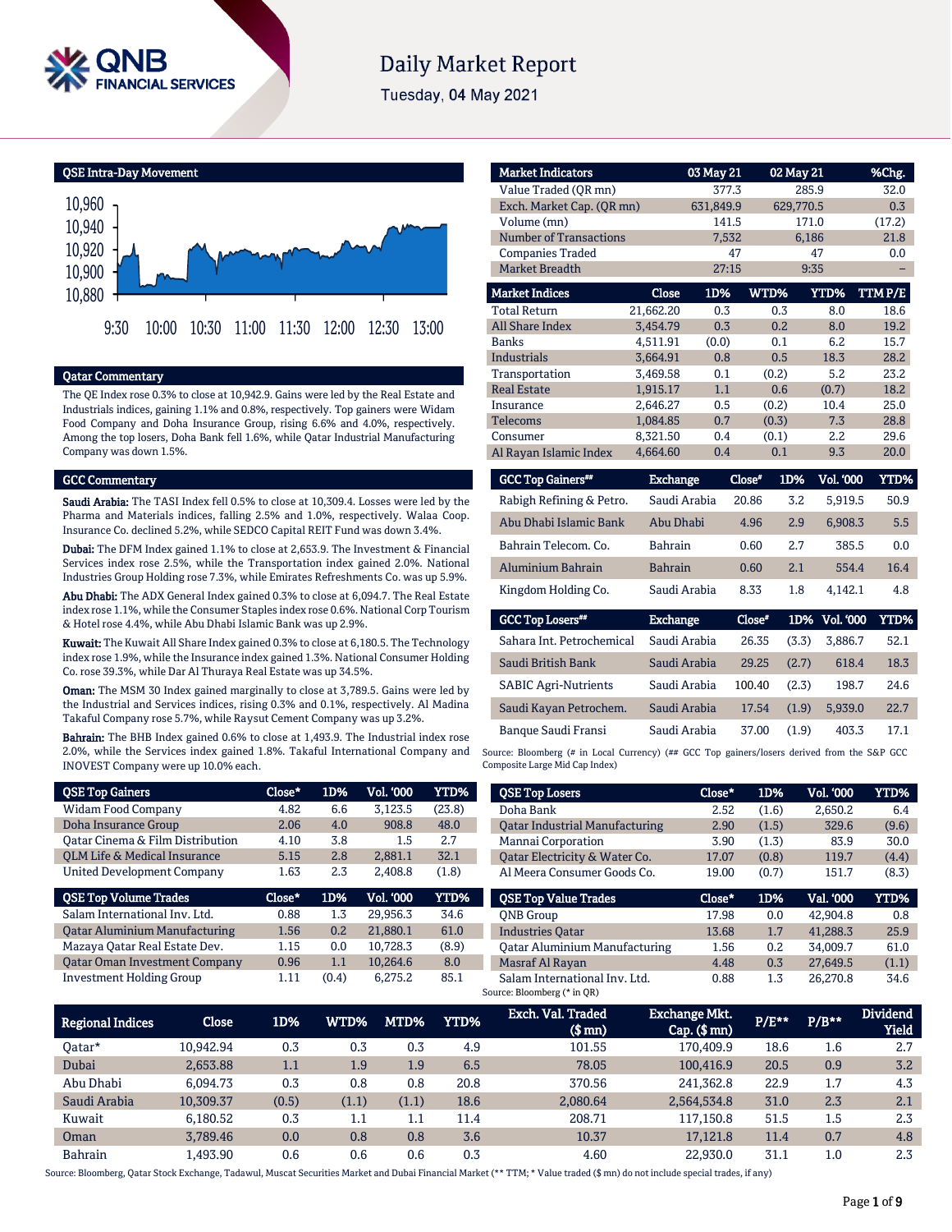# Daily Market Report

Tuesday, 04 May 2021

## QSE Intra-Day Movement

## Qatar Commentary

The QE Index rose 0.3% to close at 10,942.9. Gains were led by the Real Estate and Industrials indices, gaining 1.1% and 0.8%, respectively. Top gainers were Widam Food Company and Doha Insurance Group, rising 6.6% and 4.0%, respectively. Among the top losers, Doha Bank fell 1.6%, while Qatar Industrial Manufacturing Company was down 1.5%.

## GCC Commentary

**Saudi Arabia:** The TASI Index fell 0.5% to close at 10,309.4. Losses were led by the Pharma and Materials indices, falling 2.5% and 1.0%, respectively. Walaa Coop. Insurance Co. declined 5.2%, while SEDCO Capital REIT Fund was down 3.4%.

**Dubai:** The DFM Index gained 1.1% to close at 2,653.9. The Investment & Financial Services index rose 2.5%, while the Transportation index gained 2.0%. National Industries Group Holding rose 7.3%, while Emirates Refreshments Co. was up 5.9%.

**Abu Dhabi:** The ADX General Index gained 0.3% to close at 6,094.7. The Real Estate index rose 1.1%, while the Consumer Staples index rose 0.6%. National Corp Tourism & Hotel rose 4.4%, while Abu Dhabi Islamic Bank was up 2.9%.

**Kuwait:** The Kuwait All Share Index gained 0.3% to close at 6,180.5. The Technology index rose 1.9%, while the Insurance index gained 1.3%. National Consumer Holding Co. rose 39.3%, while Dar Al Thuraya Real Estate was up 34.5%.

**Oman:** The MSM 30 Index gained marginally to close at 3,789.5. Gains were led by the Industrial and Services indices, rising 0.3% and 0.1%, respectively. Al Madina Takaful Company rose 5.7%, while Raysut Cement Company was up 3.2%.

**Bahrain:** The BHB Index gained 0.6% to close at 1,493.9. The Industrial index rose 2.0%, while the Services index gained 1.8%. Takaful International Company and INOVEST Company were up 10.0% each.

| Market Indicators | 03 May 21 | 02 May 21 | %Chg. |
|---|---|---|---|
| Value Traded (QR mn) | 377.3 | 285.9 | 32.0 |
| Exch. Market Cap. (QR mn) | 631,849.9 | 629,770.5 | 0.3 |
| Volume (mn) | 141.5 | 171.0 | (17.2) |
| Number of Transactions | 7,532 | 6,186 | 21.8 |
| Companies Traded | 47 | 47 | 0.0 |
| Market Breadth | 27:15 | 9:35 | – |

| Market Indices | Close | 1D% | WTD% | YTD% | TTM P/E |
|---|---|---|---|---|---|
| Total Return | 21,662.20 | 0.3 | 0.3 | 8.0 | 18.6 |
| All Share Index | 3,454.79 | 0.3 | 0.2 | 8.0 | 19.2 |
| Banks | 4,511.91 | (0.0) | 0.1 | 6.2 | 15.7 |
| Industrials | 3,664.91 | 0.8 | 0.5 | 18.3 | 28.2 |
| Transportation | 3,469.58 | 0.1 | (0.2) | 5.2 | 23.2 |
| Real Estate | 1,915.17 | 1.1 | 0.6 | (0.7) | 18.2 |
| Insurance | 2,646.27 | 0.5 | (0.2) | 10.4 | 25.0 |
| Telecoms | 1,084.85 | 0.7 | (0.3) | 7.3 | 28.8 |
| Consumer | 8,321.50 | 0.4 | (0.1) | 2.2 | 29.6 |
| Al Rayan Islamic Index | 4,664.60 | 0.4 | 0.1 | 9.3 | 20.0 |

| GCC Top Gainers## | Exchange | Close# | 1D% | Vol. '000 | YTD% |
|---|---|---|---|---|---|
| Rabigh Refining & Petro. | Saudi Arabia | 20.86 | 3.2 | 5,919.5 | 50.9 |
| Abu Dhabi Islamic Bank | Abu Dhabi | 4.96 | 2.9 | 6,908.3 | 5.5 |
| Bahrain Telecom. Co. | Bahrain | 0.60 | 2.7 | 385.5 | 0.0 |
| Aluminium Bahrain | Bahrain | 0.60 | 2.1 | 554.4 | 16.4 |
| Kingdom Holding Co. | Saudi Arabia | 8.33 | 1.8 | 4,142.1 | 4.8 |

| GCC Top Losers## | Exchange | Close# | 1D% | Vol. '000 | YTD% |
|---|---|---|---|---|---|
| Sahara Int. Petrochemical | Saudi Arabia | 26.35 | (3.3) | 3,886.7 | 52.1 |
| Saudi British Bank | Saudi Arabia | 29.25 | (2.7) | 618.4 | 18.3 |
| SABIC Agri-Nutrients | Saudi Arabia | 100.40 | (2.3) | 198.7 | 24.6 |
| Saudi Kayan Petrochem. | Saudi Arabia | 17.54 | (1.9) | 5,939.0 | 22.7 |
| Banque Saudi Fransi | Saudi Arabia | 37.00 | (1.9) | 403.3 | 17.1 |

Source: Bloomberg (# in Local Currency) (## GCC Top gainers/losers derived from the S&P GCC Composite Large Mid Cap Index)

| QSE Top Gainers | Close* | 1D% | Vol. '000 | YTD% |
|---|---|---|---|---|
| Widam Food Company | 4.82 | 6.6 | 3,123.5 | (23.8) |
| Doha Insurance Group | 2.06 | 4.0 | 908.8 | 48.0 |
| Qatar Cinema & Film Distribution | 4.10 | 3.8 | 1.5 | 2.7 |
| QLM Life & Medical Insurance | 5.15 | 2.8 | 2,881.1 | 32.1 |
| United Development Company | 1.63 | 2.3 | 2,408.8 | (1.8) |

| QSE Top Volume Trades | Close* | 1D% | Vol. '000 | YTD% |
|---|---|---|---|---|
| Salam International Inv. Ltd. | 0.88 | 1.3 | 29,956.3 | 34.6 |
| Qatar Aluminium Manufacturing | 1.56 | 0.2 | 21,880.1 | 61.0 |
| Mazaya Qatar Real Estate Dev. | 1.15 | 0.0 | 10,728.3 | (8.9) |
| Qatar Oman Investment Company | 0.96 | 1.1 | 10,264.6 | 8.0 |
| Investment Holding Group | 1.11 | (0.4) | 6,275.2 | 85.1 |

| QSE Top Losers | Close* | 1D% | Vol. '000 | YTD% |
|---|---|---|---|---|
| Doha Bank | 2.52 | (1.6) | 2,650.2 | 6.4 |
| Qatar Industrial Manufacturing | 2.90 | (1.5) | 329.6 | (9.6) |
| Mannai Corporation | 3.90 | (1.3) | 83.9 | 30.0 |
| Qatar Electricity & Water Co. | 17.07 | (0.8) | 119.7 | (4.4) |
| Al Meera Consumer Goods Co. | 19.00 | (0.7) | 151.7 | (8.3) |

| QSE Top Value Trades | Close* | 1D% | Val. '000 | YTD% |
|---|---|---|---|---|
| QNB Group | 17.98 | 0.0 | 42,904.8 | 0.8 |
| Industries Qatar | 13.68 | 1.7 | 41,288.3 | 25.9 |
| Qatar Aluminium Manufacturing | 1.56 | 0.2 | 34,009.7 | 61.0 |
| Masraf Al Rayan | 4.48 | 0.3 | 27,649.5 | (1.1) |
| Salam International Inv. Ltd. | 0.88 | 1.3 | 26,270.8 | 34.6 |

Source: Bloomberg (* in QR)

| Regional Indices | Close | 1D% | WTD% | MTD% | YTD% | Exch. Val. Traded ($ mn) | Exchange Mkt. Cap. ($ mn) | P/E** | P/B** | Dividend Yield |
|---|---|---|---|---|---|---|---|---|---|---|
| Qatar* | 10,942.94 | 0.3 | 0.3 | 0.3 | 4.9 | 101.55 | 170,409.9 | 18.6 | 1.6 | 2.7 |
| Dubai | 2,653.88 | 1.1 | 1.9 | 1.9 | 6.5 | 78.05 | 100,416.9 | 20.5 | 0.9 | 3.2 |
| Abu Dhabi | 6,094.73 | 0.3 | 0.8 | 0.8 | 20.8 | 370.56 | 241,362.8 | 22.9 | 1.7 | 4.3 |
| Saudi Arabia | 10,309.37 | (0.5) | (1.1) | (1.1) | 18.6 | 2,080.64 | 2,564,534.8 | 31.0 | 2.3 | 2.1 |
| Kuwait | 6,180.52 | 0.3 | 1.1 | 1.1 | 11.4 | 208.71 | 117,150.8 | 51.5 | 1.5 | 2.3 |
| Oman | 3,789.46 | 0.0 | 0.8 | 0.8 | 3.6 | 10.37 | 17,121.8 | 11.4 | 0.7 | 4.8 |
| Bahrain | 1,493.90 | 0.6 | 0.6 | 0.6 | 0.3 | 4.60 | 22,930.0 | 31.1 | 1.0 | 2.3 |

Source: Bloomberg, Qatar Stock Exchange, Tadawul, Muscat Securities Market and Dubai Financial Market (** TTM; * Value traded ($ mn) do not include special trades, if any)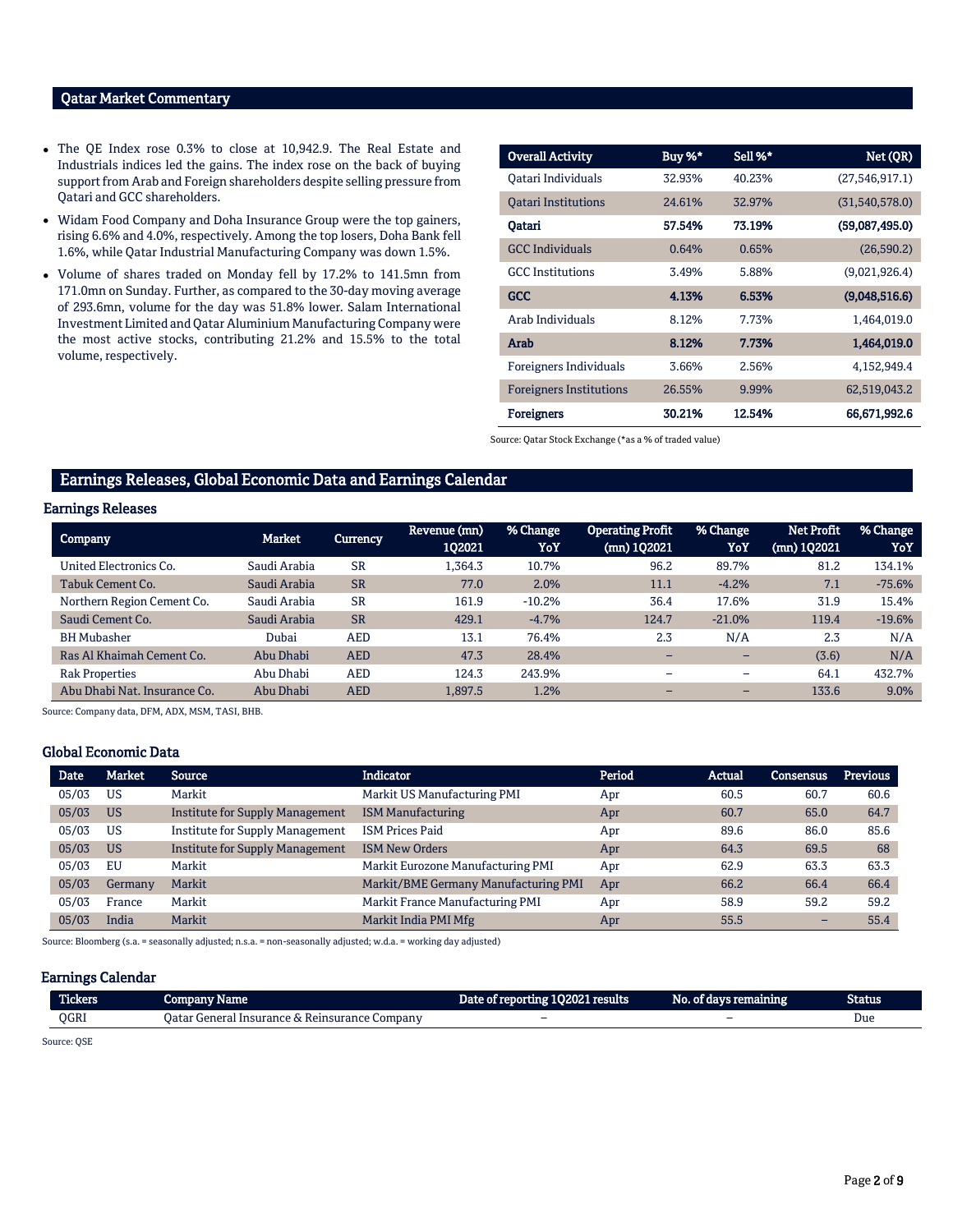## Qatar Market Commentary

- The QE Index rose 0.3% to close at 10,942.9. The Real Estate and Industrials indices led the gains. The index rose on the back of buying support from Arab and Foreign shareholders despite selling pressure from Qatari and GCC shareholders.
- Widam Food Company and Doha Insurance Group were the top gainers, rising 6.6% and 4.0%, respectively. Among the top losers, Doha Bank fell 1.6%, while Qatar Industrial Manufacturing Company was down 1.5%.
- Volume of shares traded on Monday fell by 17.2% to 141.5mn from 171.0mn on Sunday. Further, as compared to the 30-day moving average of 293.6mn, volume for the day was 51.8% lower. Salam International Investment Limited and Qatar Aluminium Manufacturing Company were the most active stocks, contributing 21.2% and 15.5% to the total volume, respectively.

| Overall Activity | Buy %* | Sell %* | Net (QR) |
|---|---|---|---|
| Qatari Individuals | 32.93% | 40.23% | (27,546,917.1) |
| Qatari Institutions | 24.61% | 32.97% | (31,540,578.0) |
| **Qatari** | **57.54%** | **73.19%** | **(59,087,495.0)** |
| GCC Individuals | 0.64% | 0.65% | (26,590.2) |
| GCC Institutions | 3.49% | 5.88% | (9,021,926.4) |
| **GCC** | **4.13%** | **6.53%** | **(9,048,516.6)** |
| Arab Individuals | 8.12% | 7.73% | 1,464,019.0 |
| **Arab** | **8.12%** | **7.73%** | **1,464,019.0** |
| Foreigners Individuals | 3.66% | 2.56% | 4,152,949.4 |
| Foreigners Institutions | 26.55% | 9.99% | 62,519,043.2 |
| **Foreigners** | **30.21%** | **12.54%** | **66,671,992.6** |

Source: Qatar Stock Exchange (*as a % of traded value)

## Earnings Releases, Global Economic Data and Earnings Calendar

### Earnings Releases

| Company | Market | Currency | Revenue (mn) 1Q2021 | % Change YoY | Operating Profit (mn) 1Q2021 | % Change YoY | Net Profit (mn) 1Q2021 | % Change YoY |
|---|---|---|---|---|---|---|---|---|
| United Electronics Co. | Saudi Arabia | SR | 1,364.3 | 10.7% | 96.2 | 89.7% | 81.2 | 134.1% |
| Tabuk Cement Co. | Saudi Arabia | SR | 77.0 | 2.0% | 11.1 | -4.2% | 7.1 | -75.6% |
| Northern Region Cement Co. | Saudi Arabia | SR | 161.9 | -10.2% | 36.4 | 17.6% | 31.9 | 15.4% |
| Saudi Cement Co. | Saudi Arabia | SR | 429.1 | -4.7% | 124.7 | -21.0% | 119.4 | -19.6% |
| BH Mubasher | Dubai | AED | 13.1 | 76.4% | 2.3 | N/A | 2.3 | N/A |
| Ras Al Khaimah Cement Co. | Abu Dhabi | AED | 47.3 | 28.4% | – | – | (3.6) | N/A |
| Rak Properties | Abu Dhabi | AED | 124.3 | 243.9% | – | – | 64.1 | 432.7% |
| Abu Dhabi Nat. Insurance Co. | Abu Dhabi | AED | 1,897.5 | 1.2% | – | – | 133.6 | 9.0% |

Source: Company data, DFM, ADX, MSM, TASI, BHB.

### Global Economic Data

| Date | Market | Source | Indicator | Period | Actual | Consensus | Previous |
|---|---|---|---|---|---|---|---|
| 05/03 | US | Markit | Markit US Manufacturing PMI | Apr | 60.5 | 60.7 | 60.6 |
| 05/03 | US | Institute for Supply Management | ISM Manufacturing | Apr | 60.7 | 65.0 | 64.7 |
| 05/03 | US | Institute for Supply Management | ISM Prices Paid | Apr | 89.6 | 86.0 | 85.6 |
| 05/03 | US | Institute for Supply Management | ISM New Orders | Apr | 64.3 | 69.5 | 68 |
| 05/03 | EU | Markit | Markit Eurozone Manufacturing PMI | Apr | 62.9 | 63.3 | 63.3 |
| 05/03 | Germany | Markit | Markit/BME Germany Manufacturing PMI | Apr | 66.2 | 66.4 | 66.4 |
| 05/03 | France | Markit | Markit France Manufacturing PMI | Apr | 58.9 | 59.2 | 59.2 |
| 05/03 | India | Markit | Markit India PMI Mfg | Apr | 55.5 | – | 55.4 |

Source: Bloomberg (s.a. = seasonally adjusted; n.s.a. = non-seasonally adjusted; w.d.a. = working day adjusted)

### Earnings Calendar

| Tickers | Company Name | Date of reporting 1Q2021 results | No. of days remaining | Status |
|---|---|---|---|---|
| QGRI | Qatar General Insurance & Reinsurance Company | – | – | Due |

Source: QSE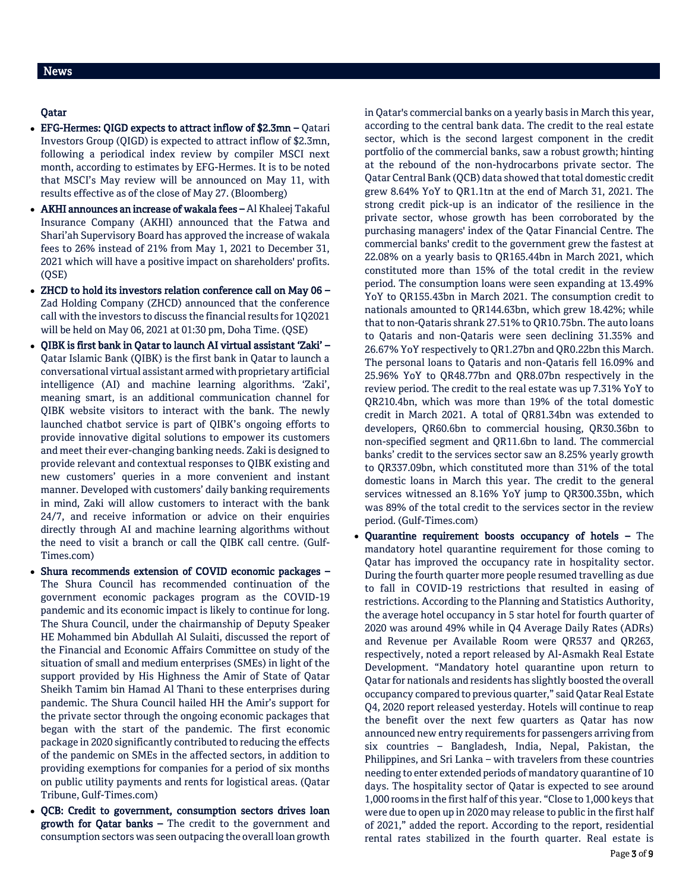## News

### Qatar

- **EFG-Hermes: QIGD expects to attract inflow of $2.3mn –** Qatari Investors Group (QIGD) is expected to attract inflow of $2.3mn, following a periodical index review by compiler MSCI next month, according to estimates by EFG-Hermes. It is to be noted that MSCI's May review will be announced on May 11, with results effective as of the close of May 27. (Bloomberg)
- **AKHI announces an increase of wakala fees –** Al Khaleej Takaful Insurance Company (AKHI) announced that the Fatwa and Shari'ah Supervisory Board has approved the increase of wakala fees to 26% instead of 21% from May 1, 2021 to December 31, 2021 which will have a positive impact on shareholders' profits. (QSE)
- **ZHCD to hold its investors relation conference call on May 06 –** Zad Holding Company (ZHCD) announced that the conference call with the investors to discuss the financial results for 1Q2021 will be held on May 06, 2021 at 01:30 pm, Doha Time. (QSE)
- **QIBK is first bank in Qatar to launch AI virtual assistant 'Zaki' –** Qatar Islamic Bank (QIBK) is the first bank in Qatar to launch a conversational virtual assistant armed with proprietary artificial intelligence (AI) and machine learning algorithms. 'Zaki', meaning smart, is an additional communication channel for QIBK website visitors to interact with the bank. The newly launched chatbot service is part of QIBK's ongoing efforts to provide innovative digital solutions to empower its customers and meet their ever-changing banking needs. Zaki is designed to provide relevant and contextual responses to QIBK existing and new customers' queries in a more convenient and instant manner. Developed with customers' daily banking requirements in mind, Zaki will allow customers to interact with the bank 24/7, and receive information or advice on their enquiries directly through AI and machine learning algorithms without the need to visit a branch or call the QIBK call centre. (Gulf-Times.com)
- **Shura recommends extension of COVID economic packages –** The Shura Council has recommended continuation of the government economic packages program as the COVID-19 pandemic and its economic impact is likely to continue for long. The Shura Council, under the chairmanship of Deputy Speaker HE Mohammed bin Abdullah Al Sulaiti, discussed the report of the Financial and Economic Affairs Committee on study of the situation of small and medium enterprises (SMEs) in light of the support provided by His Highness the Amir of State of Qatar Sheikh Tamim bin Hamad Al Thani to these enterprises during pandemic. The Shura Council hailed HH the Amir's support for the private sector through the ongoing economic packages that began with the start of the pandemic. The first economic package in 2020 significantly contributed to reducing the effects of the pandemic on SMEs in the affected sectors, in addition to providing exemptions for companies for a period of six months on public utility payments and rents for logistical areas. (Qatar Tribune, Gulf-Times.com)
- **QCB: Credit to government, consumption sectors drives loan growth for Qatar banks –** The credit to the government and consumption sectors was seen outpacing the overall loan growth in Qatar's commercial banks on a yearly basis in March this year, according to the central bank data. The credit to the real estate sector, which is the second largest component in the credit portfolio of the commercial banks, saw a robust growth; hinting at the rebound of the non-hydrocarbons private sector. The Qatar Central Bank (QCB) data showed that total domestic credit grew 8.64% YoY to QR1.1tn at the end of March 31, 2021. The strong credit pick-up is an indicator of the resilience in the private sector, whose growth has been corroborated by the purchasing managers' index of the Qatar Financial Centre. The commercial banks' credit to the government grew the fastest at 22.08% on a yearly basis to QR165.44bn in March 2021, which constituted more than 15% of the total credit in the review period. The consumption loans were seen expanding at 13.49% YoY to QR155.43bn in March 2021. The consumption credit to nationals amounted to QR144.63bn, which grew 18.42%; while that to non-Qataris shrank 27.51% to QR10.75bn. The auto loans to Qataris and non-Qataris were seen declining 31.35% and 26.67% YoY respectively to QR1.27bn and QR0.22bn this March. The personal loans to Qataris and non-Qataris fell 16.09% and 25.96% YoY to QR48.77bn and QR8.07bn respectively in the review period. The credit to the real estate was up 7.31% YoY to QR210.4bn, which was more than 19% of the total domestic credit in March 2021. A total of QR81.34bn was extended to developers, QR60.6bn to commercial housing, QR30.36bn to non-specified segment and QR11.6bn to land. The commercial banks' credit to the services sector saw an 8.25% yearly growth to QR337.09bn, which constituted more than 31% of the total domestic loans in March this year. The credit to the general services witnessed an 8.16% YoY jump to QR300.35bn, which was 89% of the total credit to the services sector in the review period. (Gulf-Times.com)
- **Quarantine requirement boosts occupancy of hotels –** The mandatory hotel quarantine requirement for those coming to Qatar has improved the occupancy rate in hospitality sector. During the fourth quarter more people resumed travelling as due to fall in COVID-19 restrictions that resulted in easing of restrictions. According to the Planning and Statistics Authority, the average hotel occupancy in 5 star hotel for fourth quarter of 2020 was around 49% while in Q4 Average Daily Rates (ADRs) and Revenue per Available Room were QR537 and QR263, respectively, noted a report released by Al-Asmakh Real Estate Development. "Mandatory hotel quarantine upon return to Qatar for nationals and residents has slightly boosted the overall occupancy compared to previous quarter," said Qatar Real Estate Q4, 2020 report released yesterday. Hotels will continue to reap the benefit over the next few quarters as Qatar has now announced new entry requirements for passengers arriving from six countries – Bangladesh, India, Nepal, Pakistan, the Philippines, and Sri Lanka – with travelers from these countries needing to enter extended periods of mandatory quarantine of 10 days. The hospitality sector of Qatar is expected to see around 1,000 rooms in the first half of this year. "Close to 1,000 keys that were due to open up in 2020 may release to public in the first half of 2021," added the report. According to the report, residential rental rates stabilized in the fourth quarter. Real estate is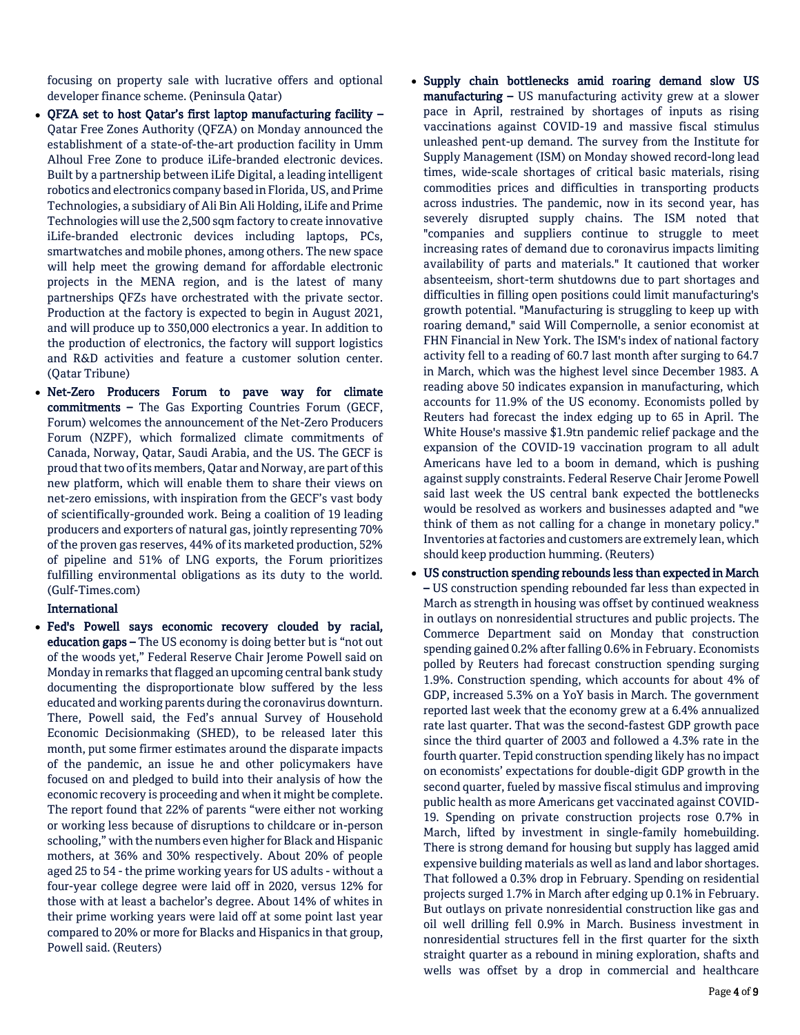focusing on property sale with lucrative offers and optional developer finance scheme. (Peninsula Qatar)

- **QFZA set to host Qatar's first laptop manufacturing facility –** Qatar Free Zones Authority (QFZA) on Monday announced the establishment of a state-of-the-art production facility in Umm Alhoul Free Zone to produce iLife-branded electronic devices. Built by a partnership between iLife Digital, a leading intelligent robotics and electronics company based in Florida, US, and Prime Technologies, a subsidiary of Ali Bin Ali Holding, iLife and Prime Technologies will use the 2,500 sqm factory to create innovative iLife-branded electronic devices including laptops, PCs, smartwatches and mobile phones, among others. The new space will help meet the growing demand for affordable electronic projects in the MENA region, and is the latest of many partnerships QFZs have orchestrated with the private sector. Production at the factory is expected to begin in August 2021, and will produce up to 350,000 electronics a year. In addition to the production of electronics, the factory will support logistics and R&D activities and feature a customer solution center. (Qatar Tribune)
- **Net-Zero Producers Forum to pave way for climate commitments –** The Gas Exporting Countries Forum (GECF, Forum) welcomes the announcement of the Net-Zero Producers Forum (NZPF), which formalized climate commitments of Canada, Norway, Qatar, Saudi Arabia, and the US. The GECF is proud that two of its members, Qatar and Norway, are part of this new platform, which will enable them to share their views on net-zero emissions, with inspiration from the GECF's vast body of scientifically-grounded work. Being a coalition of 19 leading producers and exporters of natural gas, jointly representing 70% of the proven gas reserves, 44% of its marketed production, 52% of pipeline and 51% of LNG exports, the Forum prioritizes fulfilling environmental obligations as its duty to the world. (Gulf-Times.com)

**International**

- **Fed's Powell says economic recovery clouded by racial, education gaps –** The US economy is doing better but is "not out of the woods yet," Federal Reserve Chair Jerome Powell said on Monday in remarks that flagged an upcoming central bank study documenting the disproportionate blow suffered by the less educated and working parents during the coronavirus downturn. There, Powell said, the Fed's annual Survey of Household Economic Decisionmaking (SHED), to be released later this month, put some firmer estimates around the disparate impacts of the pandemic, an issue he and other policymakers have focused on and pledged to build into their analysis of how the economic recovery is proceeding and when it might be complete. The report found that 22% of parents "were either not working or working less because of disruptions to childcare or in-person schooling," with the numbers even higher for Black and Hispanic mothers, at 36% and 30% respectively. About 20% of people aged 25 to 54 - the prime working years for US adults - without a four-year college degree were laid off in 2020, versus 12% for those with at least a bachelor's degree. About 14% of whites in their prime working years were laid off at some point last year compared to 20% or more for Blacks and Hispanics in that group, Powell said. (Reuters)
- **Supply chain bottlenecks amid roaring demand slow US manufacturing –** US manufacturing activity grew at a slower pace in April, restrained by shortages of inputs as rising vaccinations against COVID-19 and massive fiscal stimulus unleashed pent-up demand. The survey from the Institute for Supply Management (ISM) on Monday showed record-long lead times, wide-scale shortages of critical basic materials, rising commodities prices and difficulties in transporting products across industries. The pandemic, now in its second year, has severely disrupted supply chains. The ISM noted that "companies and suppliers continue to struggle to meet increasing rates of demand due to coronavirus impacts limiting availability of parts and materials." It cautioned that worker absenteeism, short-term shutdowns due to part shortages and difficulties in filling open positions could limit manufacturing's growth potential. "Manufacturing is struggling to keep up with roaring demand," said Will Compernolle, a senior economist at FHN Financial in New York. The ISM's index of national factory activity fell to a reading of 60.7 last month after surging to 64.7 in March, which was the highest level since December 1983. A reading above 50 indicates expansion in manufacturing, which accounts for 11.9% of the US economy. Economists polled by Reuters had forecast the index edging up to 65 in April. The White House's massive $1.9tn pandemic relief package and the expansion of the COVID-19 vaccination program to all adult Americans have led to a boom in demand, which is pushing against supply constraints. Federal Reserve Chair Jerome Powell said last week the US central bank expected the bottlenecks would be resolved as workers and businesses adapted and "we think of them as not calling for a change in monetary policy." Inventories at factories and customers are extremely lean, which should keep production humming. (Reuters)
- **US construction spending rebounds less than expected in March –** US construction spending rebounded far less than expected in March as strength in housing was offset by continued weakness in outlays on nonresidential structures and public projects. The Commerce Department said on Monday that construction spending gained 0.2% after falling 0.6% in February. Economists polled by Reuters had forecast construction spending surging 1.9%. Construction spending, which accounts for about 4% of GDP, increased 5.3% on a YoY basis in March. The government reported last week that the economy grew at a 6.4% annualized rate last quarter. That was the second-fastest GDP growth pace since the third quarter of 2003 and followed a 4.3% rate in the fourth quarter. Tepid construction spending likely has no impact on economists' expectations for double-digit GDP growth in the second quarter, fueled by massive fiscal stimulus and improving public health as more Americans get vaccinated against COVID-19. Spending on private construction projects rose 0.7% in March, lifted by investment in single-family homebuilding. There is strong demand for housing but supply has lagged amid expensive building materials as well as land and labor shortages. That followed a 0.3% drop in February. Spending on residential projects surged 1.7% in March after edging up 0.1% in February. But outlays on private nonresidential construction like gas and oil well drilling fell 0.9% in March. Business investment in nonresidential structures fell in the first quarter for the sixth straight quarter as a rebound in mining exploration, shafts and wells was offset by a drop in commercial and healthcare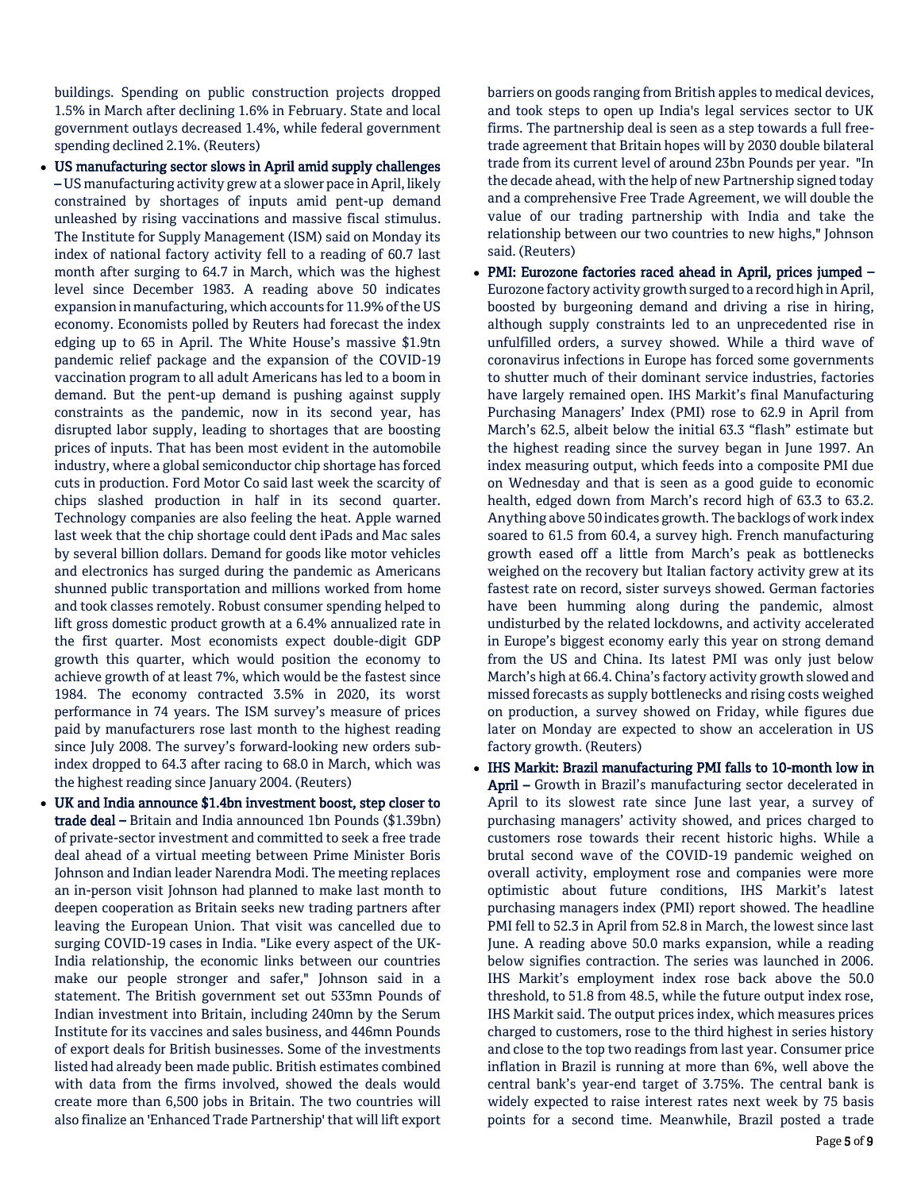buildings. Spending on public construction projects dropped 1.5% in March after declining 1.6% in February. State and local government outlays decreased 1.4%, while federal government spending declined 2.1%. (Reuters)

- **US manufacturing sector slows in April amid supply challenges –** US manufacturing activity grew at a slower pace in April, likely constrained by shortages of inputs amid pent-up demand unleashed by rising vaccinations and massive fiscal stimulus. The Institute for Supply Management (ISM) said on Monday its index of national factory activity fell to a reading of 60.7 last month after surging to 64.7 in March, which was the highest level since December 1983. A reading above 50 indicates expansion in manufacturing, which accounts for 11.9% of the US economy. Economists polled by Reuters had forecast the index edging up to 65 in April. The White House's massive $1.9tn pandemic relief package and the expansion of the COVID-19 vaccination program to all adult Americans has led to a boom in demand. But the pent-up demand is pushing against supply constraints as the pandemic, now in its second year, has disrupted labor supply, leading to shortages that are boosting prices of inputs. That has been most evident in the automobile industry, where a global semiconductor chip shortage has forced cuts in production. Ford Motor Co said last week the scarcity of chips slashed production in half in its second quarter. Technology companies are also feeling the heat. Apple warned last week that the chip shortage could dent iPads and Mac sales by several billion dollars. Demand for goods like motor vehicles and electronics has surged during the pandemic as Americans shunned public transportation and millions worked from home and took classes remotely. Robust consumer spending helped to lift gross domestic product growth at a 6.4% annualized rate in the first quarter. Most economists expect double-digit GDP growth this quarter, which would position the economy to achieve growth of at least 7%, which would be the fastest since 1984. The economy contracted 3.5% in 2020, its worst performance in 74 years. The ISM survey's measure of prices paid by manufacturers rose last month to the highest reading since July 2008. The survey's forward-looking new orders sub-index dropped to 64.3 after racing to 68.0 in March, which was the highest reading since January 2004. (Reuters)

- **UK and India announce $1.4bn investment boost, step closer to trade deal –** Britain and India announced 1bn Pounds ($1.39bn) of private-sector investment and committed to seek a free trade deal ahead of a virtual meeting between Prime Minister Boris Johnson and Indian leader Narendra Modi. The meeting replaces an in-person visit Johnson had planned to make last month to deepen cooperation as Britain seeks new trading partners after leaving the European Union. That visit was cancelled due to surging COVID-19 cases in India. "Like every aspect of the UK-India relationship, the economic links between our countries make our people stronger and safer," Johnson said in a statement. The British government set out 533mn Pounds of Indian investment into Britain, including 240mn by the Serum Institute for its vaccines and sales business, and 446mn Pounds of export deals for British businesses. Some of the investments listed had already been made public. British estimates combined with data from the firms involved, showed the deals would create more than 6,500 jobs in Britain. The two countries will also finalize an 'Enhanced Trade Partnership' that will lift export barriers on goods ranging from British apples to medical devices, and took steps to open up India's legal services sector to UK firms. The partnership deal is seen as a step towards a full free-trade agreement that Britain hopes will by 2030 double bilateral trade from its current level of around 23bn Pounds per year. "In the decade ahead, with the help of new Partnership signed today and a comprehensive Free Trade Agreement, we will double the value of our trading partnership with India and take the relationship between our two countries to new highs," Johnson said. (Reuters)

- **PMI: Eurozone factories raced ahead in April, prices jumped –** Eurozone factory activity growth surged to a record high in April, boosted by burgeoning demand and driving a rise in hiring, although supply constraints led to an unprecedented rise in unfulfilled orders, a survey showed. While a third wave of coronavirus infections in Europe has forced some governments to shutter much of their dominant service industries, factories have largely remained open. IHS Markit's final Manufacturing Purchasing Managers' Index (PMI) rose to 62.9 in April from March's 62.5, albeit below the initial 63.3 "flash" estimate but the highest reading since the survey began in June 1997. An index measuring output, which feeds into a composite PMI due on Wednesday and that is seen as a good guide to economic health, edged down from March's record high of 63.3 to 63.2. Anything above 50 indicates growth. The backlogs of work index soared to 61.5 from 60.4, a survey high. French manufacturing growth eased off a little from March's peak as bottlenecks weighed on the recovery but Italian factory activity grew at its fastest rate on record, sister surveys showed. German factories have been humming along during the pandemic, almost undisturbed by the related lockdowns, and activity accelerated in Europe's biggest economy early this year on strong demand from the US and China. Its latest PMI was only just below March's high at 66.4. China's factory activity growth slowed and missed forecasts as supply bottlenecks and rising costs weighed on production, a survey showed on Friday, while figures due later on Monday are expected to show an acceleration in US factory growth. (Reuters)

- **IHS Markit: Brazil manufacturing PMI falls to 10-month low in April –** Growth in Brazil's manufacturing sector decelerated in April to its slowest rate since June last year, a survey of purchasing managers' activity showed, and prices charged to customers rose towards their recent historic highs. While a brutal second wave of the COVID-19 pandemic weighed on overall activity, employment rose and companies were more optimistic about future conditions, IHS Markit's latest purchasing managers index (PMI) report showed. The headline PMI fell to 52.3 in April from 52.8 in March, the lowest since last June. A reading above 50.0 marks expansion, while a reading below signifies contraction. The series was launched in 2006. IHS Markit's employment index rose back above the 50.0 threshold, to 51.8 from 48.5, while the future output index rose, IHS Markit said. The output prices index, which measures prices charged to customers, rose to the third highest in series history and close to the top two readings from last year. Consumer price inflation in Brazil is running at more than 6%, well above the central bank's year-end target of 3.75%. The central bank is widely expected to raise interest rates next week by 75 basis points for a second time. Meanwhile, Brazil posted a trade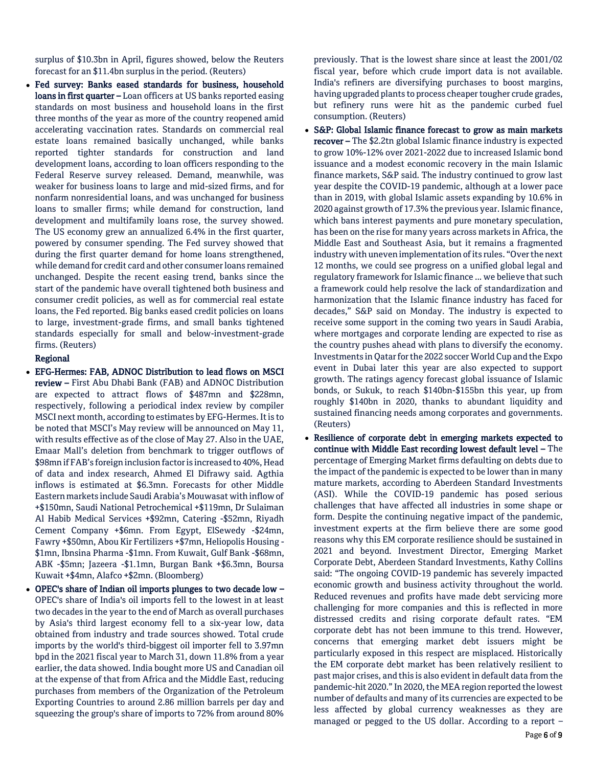surplus of $10.3bn in April, figures showed, below the Reuters forecast for an $11.4bn surplus in the period. (Reuters)

- **Fed survey: Banks eased standards for business, household loans in first quarter –** Loan officers at US banks reported easing standards on most business and household loans in the first three months of the year as more of the country reopened amid accelerating vaccination rates. Standards on commercial real estate loans remained basically unchanged, while banks reported tighter standards for construction and land development loans, according to loan officers responding to the Federal Reserve survey released. Demand, meanwhile, was weaker for business loans to large and mid-sized firms, and for nonfarm nonresidential loans, and was unchanged for business loans to smaller firms; while demand for construction, land development and multifamily loans rose, the survey showed. The US economy grew an annualized 6.4% in the first quarter, powered by consumer spending. The Fed survey showed that during the first quarter demand for home loans strengthened, while demand for credit card and other consumer loans remained unchanged. Despite the recent easing trend, banks since the start of the pandemic have overall tightened both business and consumer credit policies, as well as for commercial real estate loans, the Fed reported. Big banks eased credit policies on loans to large, investment-grade firms, and small banks tightened standards especially for small and below-investment-grade firms. (Reuters)

**Regional**

- **EFG-Hermes: FAB, ADNOC Distribution to lead flows on MSCI review –** First Abu Dhabi Bank (FAB) and ADNOC Distribution are expected to attract flows of $487mn and $228mn, respectively, following a periodical index review by compiler MSCI next month, according to estimates by EFG-Hermes. It is to be noted that MSCI's May review will be announced on May 11, with results effective as of the close of May 27. Also in the UAE, Emaar Mall's deletion from benchmark to trigger outflows of $98mn if FAB's foreign inclusion factor is increased to 40%, Head of data and index research, Ahmed El Difrawy said. Agthia inflows is estimated at $6.3mn. Forecasts for other Middle Eastern markets include Saudi Arabia's Mouwasat with inflow of +$150mn, Saudi National Petrochemical +$119mn, Dr Sulaiman Al Habib Medical Services +$92mn, Catering -$52mn, Riyadh Cement Company +$6mn. From Egypt, ElSewedy -$24mn, Fawry +$50mn, Abou Kir Fertilizers +$7mn, Heliopolis Housing -$1mn, Ibnsina Pharma -$1mn. From Kuwait, Gulf Bank -$68mn, ABK -$5mn; Jazeera -$1.1mn, Burgan Bank +$6.3mn, Boursa Kuwait +$4mn, Alafco +$2mn. (Bloomberg)

- **OPEC's share of Indian oil imports plunges to two decade low –** OPEC's share of India's oil imports fell to the lowest in at least two decades in the year to the end of March as overall purchases by Asia's third largest economy fell to a six-year low, data obtained from industry and trade sources showed. Total crude imports by the world's third-biggest oil importer fell to 3.97mn bpd in the 2021 fiscal year to March 31, down 11.8% from a year earlier, the data showed. India bought more US and Canadian oil at the expense of that from Africa and the Middle East, reducing purchases from members of the Organization of the Petroleum Exporting Countries to around 2.86 million barrels per day and squeezing the group's share of imports to 72% from around 80% previously. That is the lowest share since at least the 2001/02 fiscal year, before which crude import data is not available. India's refiners are diversifying purchases to boost margins, having upgraded plants to process cheaper tougher crude grades, but refinery runs were hit as the pandemic curbed fuel consumption. (Reuters)

- **S&P: Global Islamic finance forecast to grow as main markets recover –** The $2.2tn global Islamic finance industry is expected to grow 10%-12% over 2021-2022 due to increased Islamic bond issuance and a modest economic recovery in the main Islamic finance markets, S&P said. The industry continued to grow last year despite the COVID-19 pandemic, although at a lower pace than in 2019, with global Islamic assets expanding by 10.6% in 2020 against growth of 17.3% the previous year. Islamic finance, which bans interest payments and pure monetary speculation, has been on the rise for many years across markets in Africa, the Middle East and Southeast Asia, but it remains a fragmented industry with uneven implementation of its rules. "Over the next 12 months, we could see progress on a unified global legal and regulatory framework for Islamic finance ... we believe that such a framework could help resolve the lack of standardization and harmonization that the Islamic finance industry has faced for decades," S&P said on Monday. The industry is expected to receive some support in the coming two years in Saudi Arabia, where mortgages and corporate lending are expected to rise as the country pushes ahead with plans to diversify the economy. Investments in Qatar for the 2022 soccer World Cup and the Expo event in Dubai later this year are also expected to support growth. The ratings agency forecast global issuance of Islamic bonds, or Sukuk, to reach $140bn-$155bn this year, up from roughly $140bn in 2020, thanks to abundant liquidity and sustained financing needs among corporates and governments. (Reuters)

- **Resilience of corporate debt in emerging markets expected to continue with Middle East recording lowest default level –** The percentage of Emerging Market firms defaulting on debts due to the impact of the pandemic is expected to be lower than in many mature markets, according to Aberdeen Standard Investments (ASI). While the COVID-19 pandemic has posed serious challenges that have affected all industries in some shape or form. Despite the continuing negative impact of the pandemic, investment experts at the firm believe there are some good reasons why this EM corporate resilience should be sustained in 2021 and beyond. Investment Director, Emerging Market Corporate Debt, Aberdeen Standard Investments, Kathy Collins said: "The ongoing COVID-19 pandemic has severely impacted economic growth and business activity throughout the world. Reduced revenues and profits have made debt servicing more challenging for more companies and this is reflected in more distressed credits and rising corporate default rates. "EM corporate debt has not been immune to this trend. However, concerns that emerging market debt issuers might be particularly exposed in this respect are misplaced. Historically the EM corporate debt market has been relatively resilient to past major crises, and this is also evident in default data from the pandemic-hit 2020." In 2020, the MEA region reported the lowest number of defaults and many of its currencies are expected to be less affected by global currency weaknesses as they are managed or pegged to the US dollar. According to a report –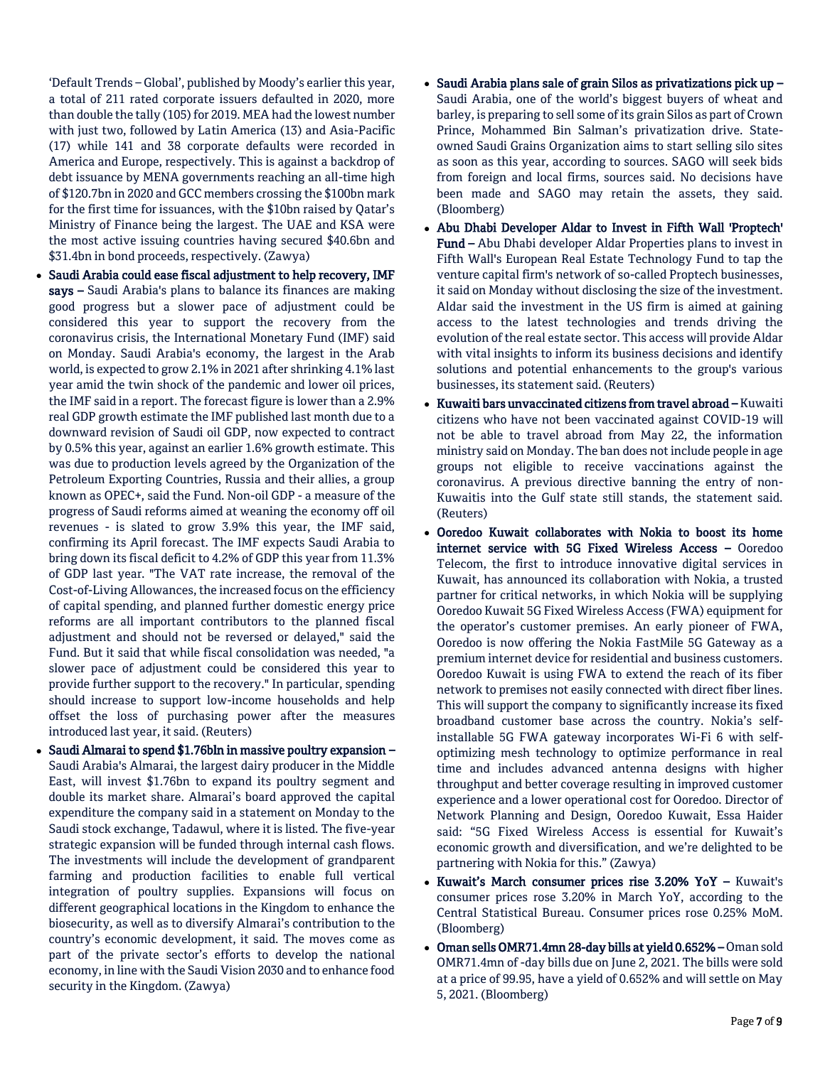'Default Trends – Global', published by Moody's earlier this year, a total of 211 rated corporate issuers defaulted in 2020, more than double the tally (105) for 2019. MEA had the lowest number with just two, followed by Latin America (13) and Asia-Pacific (17) while 141 and 38 corporate defaults were recorded in America and Europe, respectively. This is against a backdrop of debt issuance by MENA governments reaching an all-time high of $120.7bn in 2020 and GCC members crossing the $100bn mark for the first time for issuances, with the $10bn raised by Qatar's Ministry of Finance being the largest. The UAE and KSA were the most active issuing countries having secured $40.6bn and $31.4bn in bond proceeds, respectively. (Zawya)

- **Saudi Arabia could ease fiscal adjustment to help recovery, IMF says –** Saudi Arabia's plans to balance its finances are making good progress but a slower pace of adjustment could be considered this year to support the recovery from the coronavirus crisis, the International Monetary Fund (IMF) said on Monday. Saudi Arabia's economy, the largest in the Arab world, is expected to grow 2.1% in 2021 after shrinking 4.1% last year amid the twin shock of the pandemic and lower oil prices, the IMF said in a report. The forecast figure is lower than a 2.9% real GDP growth estimate the IMF published last month due to a downward revision of Saudi oil GDP, now expected to contract by 0.5% this year, against an earlier 1.6% growth estimate. This was due to production levels agreed by the Organization of the Petroleum Exporting Countries, Russia and their allies, a group known as OPEC+, said the Fund. Non-oil GDP - a measure of the progress of Saudi reforms aimed at weaning the economy off oil revenues - is slated to grow 3.9% this year, the IMF said, confirming its April forecast. The IMF expects Saudi Arabia to bring down its fiscal deficit to 4.2% of GDP this year from 11.3% of GDP last year. "The VAT rate increase, the removal of the Cost-of-Living Allowances, the increased focus on the efficiency of capital spending, and planned further domestic energy price reforms are all important contributors to the planned fiscal adjustment and should not be reversed or delayed," said the Fund. But it said that while fiscal consolidation was needed, "a slower pace of adjustment could be considered this year to provide further support to the recovery." In particular, spending should increase to support low-income households and help offset the loss of purchasing power after the measures introduced last year, it said. (Reuters)
- **Saudi Almarai to spend $1.76bln in massive poultry expansion –** Saudi Arabia's Almarai, the largest dairy producer in the Middle East, will invest $1.76bn to expand its poultry segment and double its market share. Almarai's board approved the capital expenditure the company said in a statement on Monday to the Saudi stock exchange, Tadawul, where it is listed. The five-year strategic expansion will be funded through internal cash flows. The investments will include the development of grandparent farming and production facilities to enable full vertical integration of poultry supplies. Expansions will focus on different geographical locations in the Kingdom to enhance the biosecurity, as well as to diversify Almarai's contribution to the country's economic development, it said. The moves come as part of the private sector's efforts to develop the national economy, in line with the Saudi Vision 2030 and to enhance food security in the Kingdom. (Zawya)
- **Saudi Arabia plans sale of grain Silos as privatizations pick up –** Saudi Arabia, one of the world's biggest buyers of wheat and barley, is preparing to sell some of its grain Silos as part of Crown Prince, Mohammed Bin Salman's privatization drive. State-owned Saudi Grains Organization aims to start selling silo sites as soon as this year, according to sources. SAGO will seek bids from foreign and local firms, sources said. No decisions have been made and SAGO may retain the assets, they said. (Bloomberg)
- **Abu Dhabi Developer Aldar to Invest in Fifth Wall 'Proptech' Fund –** Abu Dhabi developer Aldar Properties plans to invest in Fifth Wall's European Real Estate Technology Fund to tap the venture capital firm's network of so-called Proptech businesses, it said on Monday without disclosing the size of the investment. Aldar said the investment in the US firm is aimed at gaining access to the latest technologies and trends driving the evolution of the real estate sector. This access will provide Aldar with vital insights to inform its business decisions and identify solutions and potential enhancements to the group's various businesses, its statement said. (Reuters)
- **Kuwaiti bars unvaccinated citizens from travel abroad –** Kuwaiti citizens who have not been vaccinated against COVID-19 will not be able to travel abroad from May 22, the information ministry said on Monday. The ban does not include people in age groups not eligible to receive vaccinations against the coronavirus. A previous directive banning the entry of non-Kuwaitis into the Gulf state still stands, the statement said. (Reuters)
- **Ooredoo Kuwait collaborates with Nokia to boost its home internet service with 5G Fixed Wireless Access –** Ooredoo Telecom, the first to introduce innovative digital services in Kuwait, has announced its collaboration with Nokia, a trusted partner for critical networks, in which Nokia will be supplying Ooredoo Kuwait 5G Fixed Wireless Access (FWA) equipment for the operator's customer premises. An early pioneer of FWA, Ooredoo is now offering the Nokia FastMile 5G Gateway as a premium internet device for residential and business customers. Ooredoo Kuwait is using FWA to extend the reach of its fiber network to premises not easily connected with direct fiber lines. This will support the company to significantly increase its fixed broadband customer base across the country. Nokia's self-installable 5G FWA gateway incorporates Wi-Fi 6 with self-optimizing mesh technology to optimize performance in real time and includes advanced antenna designs with higher throughput and better coverage resulting in improved customer experience and a lower operational cost for Ooredoo. Director of Network Planning and Design, Ooredoo Kuwait, Essa Haider said: "5G Fixed Wireless Access is essential for Kuwait's economic growth and diversification, and we're delighted to be partnering with Nokia for this." (Zawya)
- **Kuwait's March consumer prices rise 3.20% YoY –** Kuwait's consumer prices rose 3.20% in March YoY, according to the Central Statistical Bureau. Consumer prices rose 0.25% MoM. (Bloomberg)
- **Oman sells OMR71.4mn 28-day bills at yield 0.652% –** Oman sold OMR71.4mn of -day bills due on June 2, 2021. The bills were sold at a price of 99.95, have a yield of 0.652% and will settle on May 5, 2021. (Bloomberg)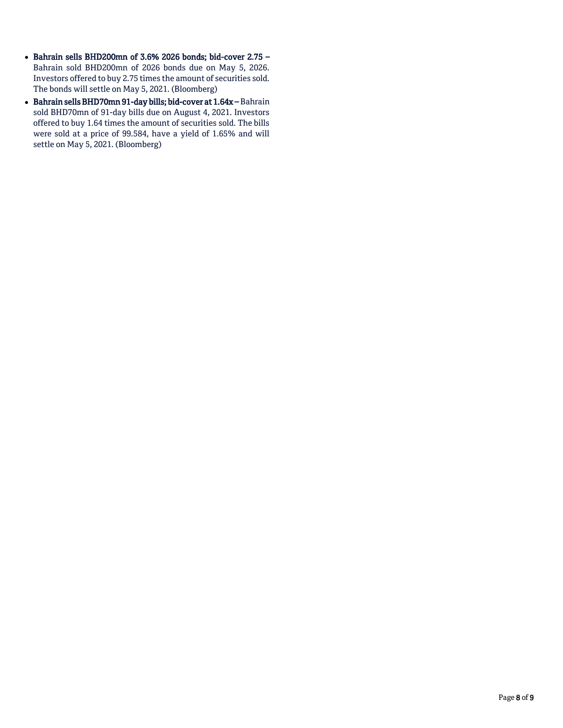- **Bahrain sells BHD200mn of 3.6% 2026 bonds; bid-cover 2.75 –** Bahrain sold BHD200mn of 2026 bonds due on May 5, 2026. Investors offered to buy 2.75 times the amount of securities sold. The bonds will settle on May 5, 2021. (Bloomberg)
- **Bahrain sells BHD70mn 91-day bills; bid-cover at 1.64x –** Bahrain sold BHD70mn of 91-day bills due on August 4, 2021. Investors offered to buy 1.64 times the amount of securities sold. The bills were sold at a price of 99.584, have a yield of 1.65% and will settle on May 5, 2021. (Bloomberg)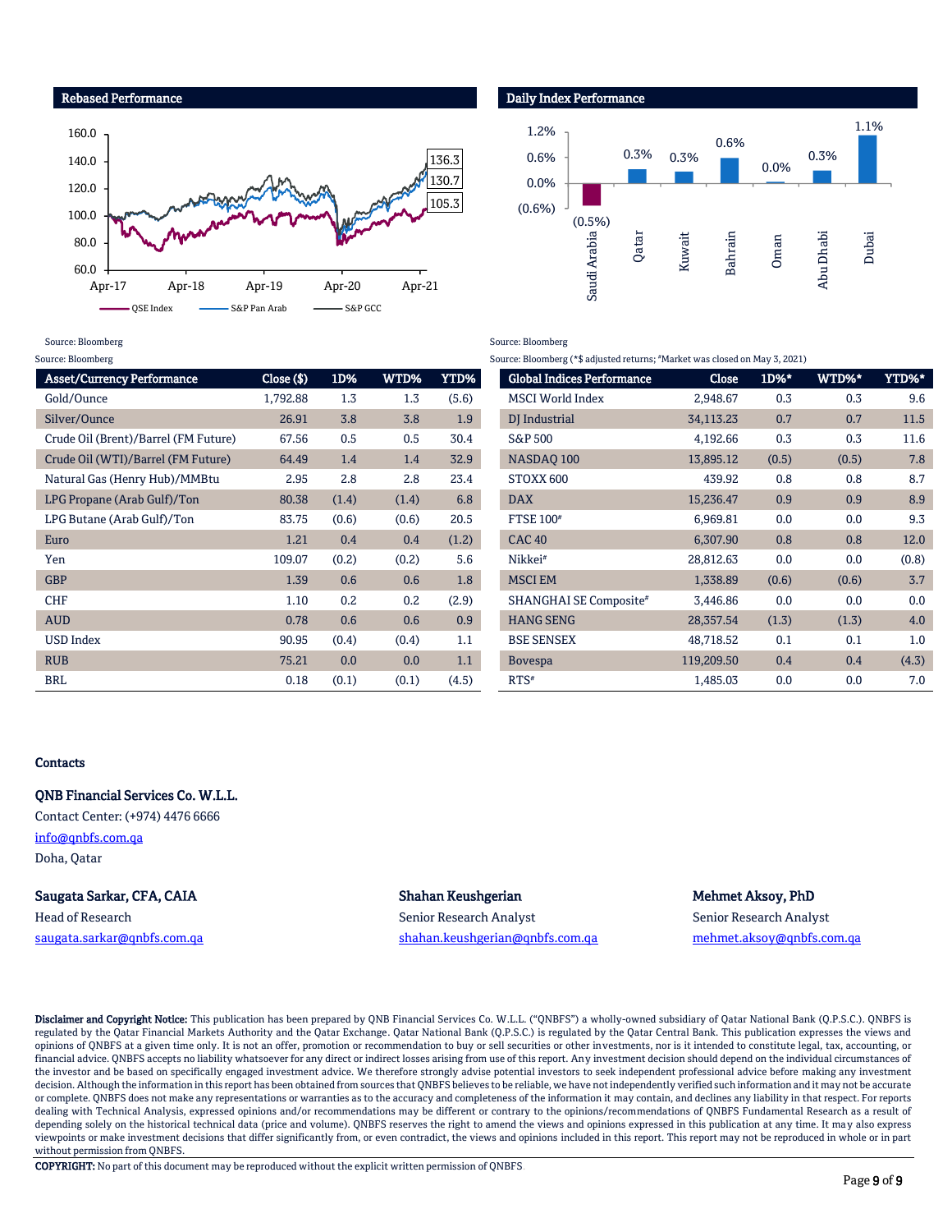### Rebased Performance

160.0
140.0
120.0
100.0
80.0
60.0
Apr-17
Apr-18
Apr-19
Apr-20
Apr-21
136.3
130.7
105.3
QSE Index
S&P Pan Arab
S&P GCC

Source: Bloomberg

### Daily Index Performance

1.2%
0.6%
0.0%
(0.6%)
(0.5%)
0.3%
0.3%
0.6%
0.0%
0.3%
1.1%
Saudi Arabia
Qatar
Kuwait
Bahrain
Oman
Abu Dhabi
Dubai

Source: Bloomberg

Source: Bloomberg

| Asset/Currency Performance | Close ($) | 1D% | WTD% | YTD% |
|---|---|---|---|---|
| Gold/Ounce | 1,792.88 | 1.3 | 1.3 | (5.6) |
| Silver/Ounce | 26.91 | 3.8 | 3.8 | 1.9 |
| Crude Oil (Brent)/Barrel (FM Future) | 67.56 | 0.5 | 0.5 | 30.4 |
| Crude Oil (WTI)/Barrel (FM Future) | 64.49 | 1.4 | 1.4 | 32.9 |
| Natural Gas (Henry Hub)/MMBtu | 2.95 | 2.8 | 2.8 | 23.4 |
| LPG Propane (Arab Gulf)/Ton | 80.38 | (1.4) | (1.4) | 6.8 |
| LPG Butane (Arab Gulf)/Ton | 83.75 | (0.6) | (0.6) | 20.5 |
| Euro | 1.21 | 0.4 | 0.4 | (1.2) |
| Yen | 109.07 | (0.2) | (0.2) | 5.6 |
| GBP | 1.39 | 0.6 | 0.6 | 1.8 |
| CHF | 1.10 | 0.2 | 0.2 | (2.9) |
| AUD | 0.78 | 0.6 | 0.6 | 0.9 |
| USD Index | 90.95 | (0.4) | (0.4) | 1.1 |
| RUB | 75.21 | 0.0 | 0.0 | 1.1 |
| BRL | 0.18 | (0.1) | (0.1) | (4.5) |

Source: Bloomberg (*$ adjusted returns; #Market was closed on May 3, 2021)

| Global Indices Performance | Close | 1D%* | WTD%* | YTD%* |
|---|---|---|---|---|
| MSCI World Index | 2,948.67 | 0.3 | 0.3 | 9.6 |
| DJ Industrial | 34,113.23 | 0.7 | 0.7 | 11.5 |
| S&P 500 | 4,192.66 | 0.3 | 0.3 | 11.6 |
| NASDAQ 100 | 13,895.12 | (0.5) | (0.5) | 7.8 |
| STOXX 600 | 439.92 | 0.8 | 0.8 | 8.7 |
| DAX | 15,236.47 | 0.9 | 0.9 | 8.9 |
| FTSE 100# | 6,969.81 | 0.0 | 0.0 | 9.3 |
| CAC 40 | 6,307.90 | 0.8 | 0.8 | 12.0 |
| Nikkei# | 28,812.63 | 0.0 | 0.0 | (0.8) |
| MSCI EM | 1,338.89 | (0.6) | (0.6) | 3.7 |
| SHANGHAI SE Composite# | 3,446.86 | 0.0 | 0.0 | 0.0 |
| HANG SENG | 28,357.54 | (1.3) | (1.3) | 4.0 |
| BSE SENSEX | 48,718.52 | 0.1 | 0.1 | 1.0 |
| Bovespa | 119,209.50 | 0.4 | 0.4 | (4.3) |
| RTS# | 1,485.03 | 0.0 | 0.0 | 7.0 |

**Contacts**

**QNB Financial Services Co. W.L.L.**
Contact Center: (+974) 4476 6666
info@qnbfs.com.qa
Doha, Qatar

**Saugata Sarkar, CFA, CAIA**
Head of Research
saugata.sarkar@qnbfs.com.qa

**Shahan Keushgerian**
Senior Research Analyst
shahan.keushgerian@qnbfs.com.qa

**Mehmet Aksoy, PhD**
Senior Research Analyst
mehmet.aksoy@qnbfs.com.qa

**Disclaimer and Copyright Notice:** This publication has been prepared by QNB Financial Services Co. W.L.L. ("QNBFS") a wholly-owned subsidiary of Qatar National Bank (Q.P.S.C.). QNBFS is regulated by the Qatar Financial Markets Authority and the Qatar Exchange. Qatar National Bank (Q.P.S.C.) is regulated by the Qatar Central Bank. This publication expresses the views and opinions of QNBFS at a given time only. It is not an offer, promotion or recommendation to buy or sell securities or other investments, nor is it intended to constitute legal, tax, accounting, or financial advice. QNBFS accepts no liability whatsoever for any direct or indirect losses arising from use of this report. Any investment decision should depend on the individual circumstances of the investor and be based on specifically engaged investment advice. We therefore strongly advise potential investors to seek independent professional advice before making any investment decision. Although the information in this report has been obtained from sources that QNBFS believes to be reliable, we have not independently verified such information and it may not be accurate or complete. QNBFS does not make any representations or warranties as to the accuracy and completeness of the information it may contain, and declines any liability in that respect. For reports dealing with Technical Analysis, expressed opinions and/or recommendations may be different or contrary to the opinions/recommendations of QNBFS Fundamental Research as a result of depending solely on the historical technical data (price and volume). QNBFS reserves the right to amend the views and opinions expressed in this publication at any time. It may also express viewpoints or make investment decisions that differ significantly from, or even contradict, the views and opinions included in this report. This report may not be reproduced in whole or in part without permission from QNBFS.

**COPYRIGHT:** No part of this document may be reproduced without the explicit written permission of QNBFS